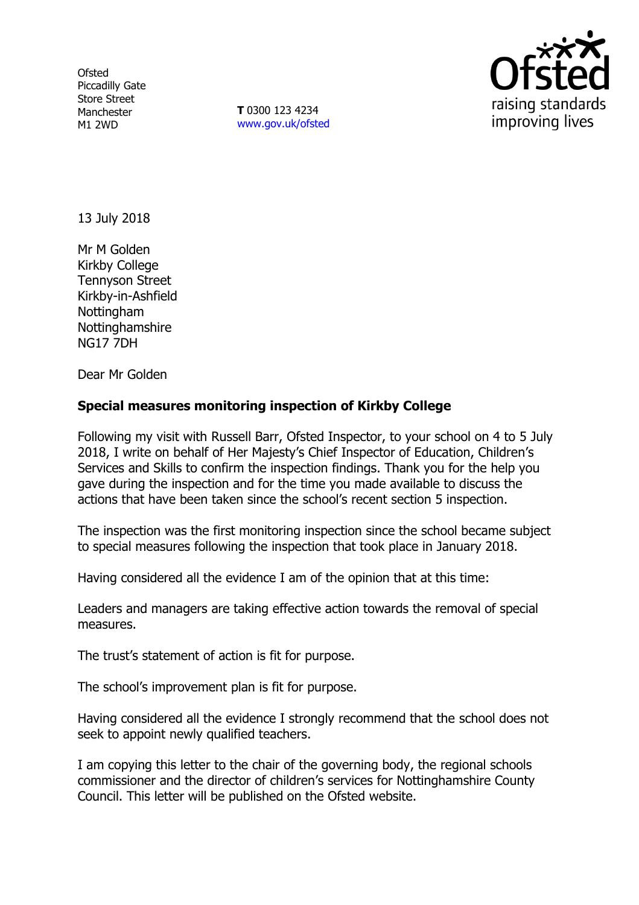Ofsted
Piccadilly Gate
Store Street
Manchester
M1 2WD

**T** 0300 123 4234
www.gov.uk/ofsted

13 July 2018

Mr M Golden
Kirkby College
Tennyson Street
Kirkby-in-Ashfield
Nottingham
Nottinghamshire
NG17 7DH

Dear Mr Golden

**Special measures monitoring inspection of Kirkby College**

Following my visit with Russell Barr, Ofsted Inspector, to your school on 4 to 5 July 2018, I write on behalf of Her Majesty's Chief Inspector of Education, Children's Services and Skills to confirm the inspection findings. Thank you for the help you gave during the inspection and for the time you made available to discuss the actions that have been taken since the school's recent section 5 inspection.

The inspection was the first monitoring inspection since the school became subject to special measures following the inspection that took place in January 2018.

Having considered all the evidence I am of the opinion that at this time:

Leaders and managers are taking effective action towards the removal of special measures.

The trust's statement of action is fit for purpose.

The school's improvement plan is fit for purpose.

Having considered all the evidence I strongly recommend that the school does not seek to appoint newly qualified teachers.

I am copying this letter to the chair of the governing body, the regional schools commissioner and the director of children's services for Nottinghamshire County Council. This letter will be published on the Ofsted website.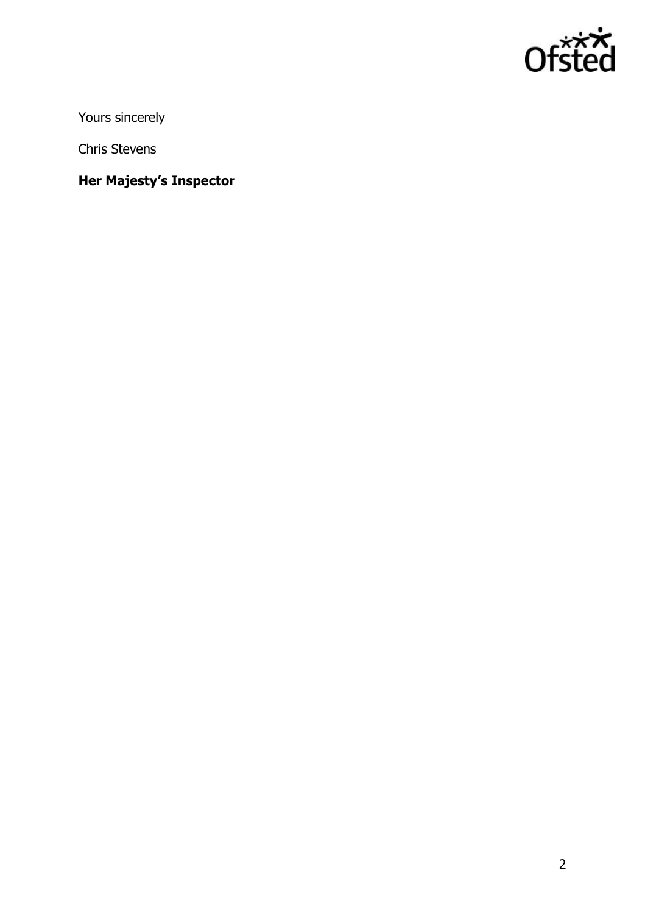Yours sincerely

Chris Stevens

**Her Majesty's Inspector**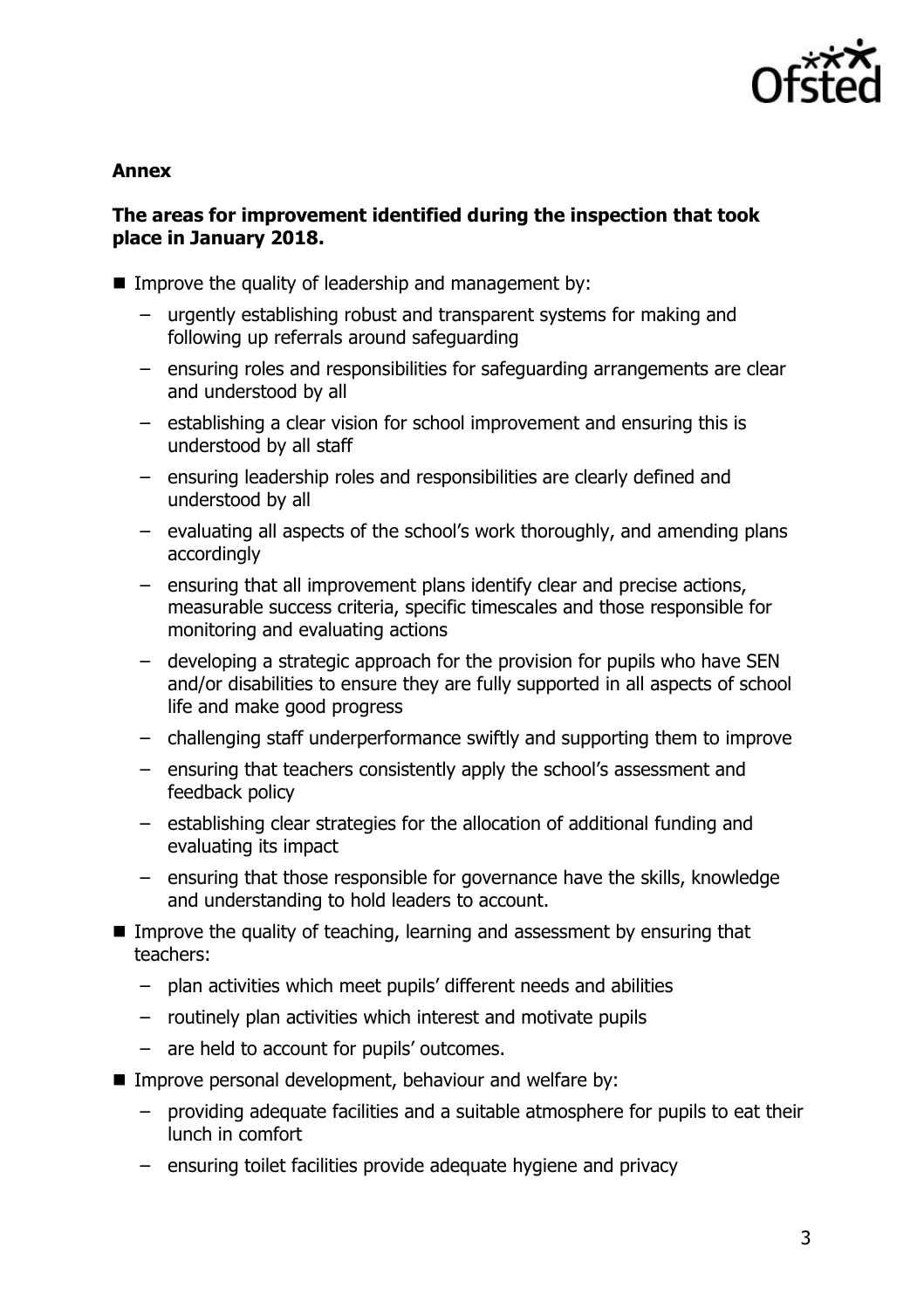**Annex**

**The areas for improvement identified during the inspection that took place in January 2018.**

- Improve the quality of leadership and management by:
  - urgently establishing robust and transparent systems for making and following up referrals around safeguarding
  - ensuring roles and responsibilities for safeguarding arrangements are clear and understood by all
  - establishing a clear vision for school improvement and ensuring this is understood by all staff
  - ensuring leadership roles and responsibilities are clearly defined and understood by all
  - evaluating all aspects of the school's work thoroughly, and amending plans accordingly
  - ensuring that all improvement plans identify clear and precise actions, measurable success criteria, specific timescales and those responsible for monitoring and evaluating actions
  - developing a strategic approach for the provision for pupils who have SEN and/or disabilities to ensure they are fully supported in all aspects of school life and make good progress
  - challenging staff underperformance swiftly and supporting them to improve
  - ensuring that teachers consistently apply the school's assessment and feedback policy
  - establishing clear strategies for the allocation of additional funding and evaluating its impact
  - ensuring that those responsible for governance have the skills, knowledge and understanding to hold leaders to account.
- Improve the quality of teaching, learning and assessment by ensuring that teachers:
  - plan activities which meet pupils' different needs and abilities
  - routinely plan activities which interest and motivate pupils
  - are held to account for pupils' outcomes.
- Improve personal development, behaviour and welfare by:
  - providing adequate facilities and a suitable atmosphere for pupils to eat their lunch in comfort
  - ensuring toilet facilities provide adequate hygiene and privacy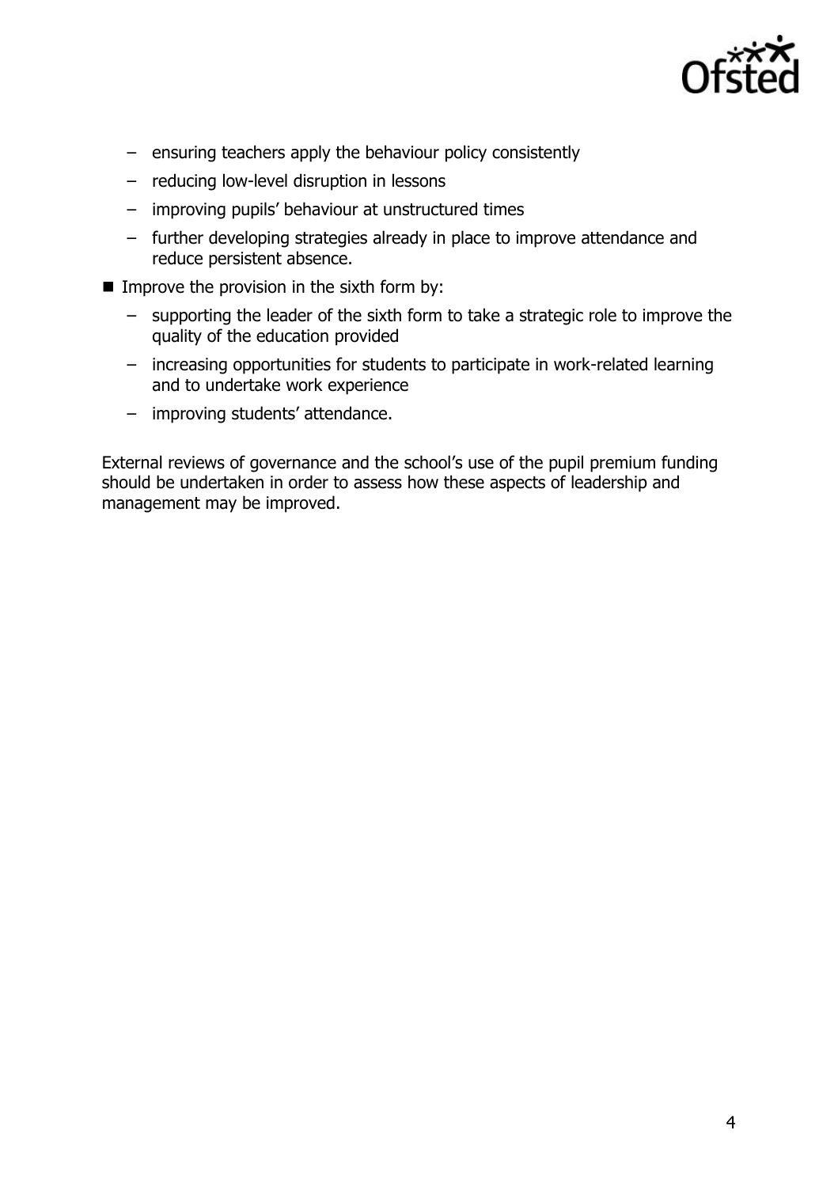- ensuring teachers apply the behaviour policy consistently
  - reducing low-level disruption in lessons
  - improving pupils' behaviour at unstructured times
  - further developing strategies already in place to improve attendance and reduce persistent absence.
- Improve the provision in the sixth form by:
  - supporting the leader of the sixth form to take a strategic role to improve the quality of the education provided
  - increasing opportunities for students to participate in work-related learning and to undertake work experience
  - improving students' attendance.

External reviews of governance and the school's use of the pupil premium funding should be undertaken in order to assess how these aspects of leadership and management may be improved.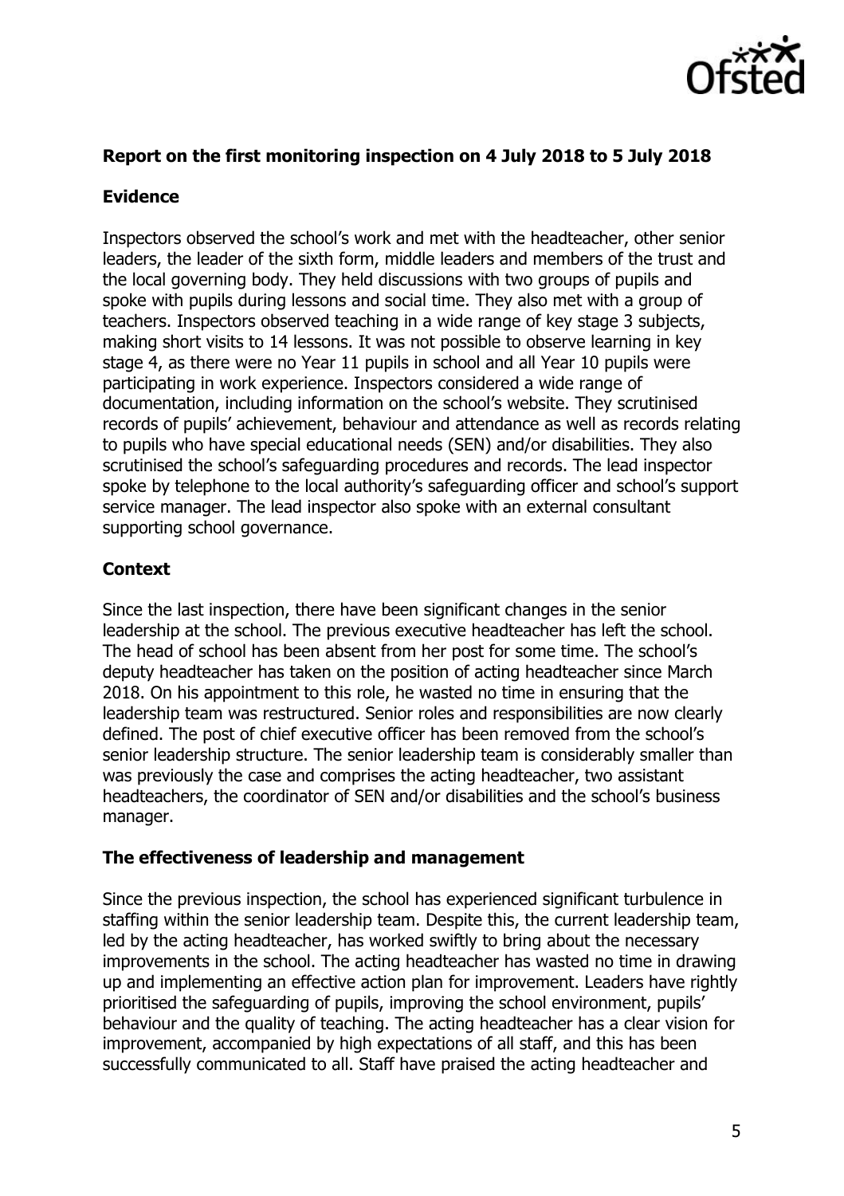## Report on the first monitoring inspection on 4 July 2018 to 5 July 2018

### Evidence

Inspectors observed the school's work and met with the headteacher, other senior leaders, the leader of the sixth form, middle leaders and members of the trust and the local governing body. They held discussions with two groups of pupils and spoke with pupils during lessons and social time. They also met with a group of teachers. Inspectors observed teaching in a wide range of key stage 3 subjects, making short visits to 14 lessons. It was not possible to observe learning in key stage 4, as there were no Year 11 pupils in school and all Year 10 pupils were participating in work experience. Inspectors considered a wide range of documentation, including information on the school's website. They scrutinised records of pupils' achievement, behaviour and attendance as well as records relating to pupils who have special educational needs (SEN) and/or disabilities. They also scrutinised the school's safeguarding procedures and records. The lead inspector spoke by telephone to the local authority's safeguarding officer and school's support service manager. The lead inspector also spoke with an external consultant supporting school governance.

### Context

Since the last inspection, there have been significant changes in the senior leadership at the school. The previous executive headteacher has left the school. The head of school has been absent from her post for some time. The school's deputy headteacher has taken on the position of acting headteacher since March 2018. On his appointment to this role, he wasted no time in ensuring that the leadership team was restructured. Senior roles and responsibilities are now clearly defined. The post of chief executive officer has been removed from the school's senior leadership structure. The senior leadership team is considerably smaller than was previously the case and comprises the acting headteacher, two assistant headteachers, the coordinator of SEN and/or disabilities and the school's business manager.

### The effectiveness of leadership and management

Since the previous inspection, the school has experienced significant turbulence in staffing within the senior leadership team. Despite this, the current leadership team, led by the acting headteacher, has worked swiftly to bring about the necessary improvements in the school. The acting headteacher has wasted no time in drawing up and implementing an effective action plan for improvement. Leaders have rightly prioritised the safeguarding of pupils, improving the school environment, pupils' behaviour and the quality of teaching. The acting headteacher has a clear vision for improvement, accompanied by high expectations of all staff, and this has been successfully communicated to all. Staff have praised the acting headteacher and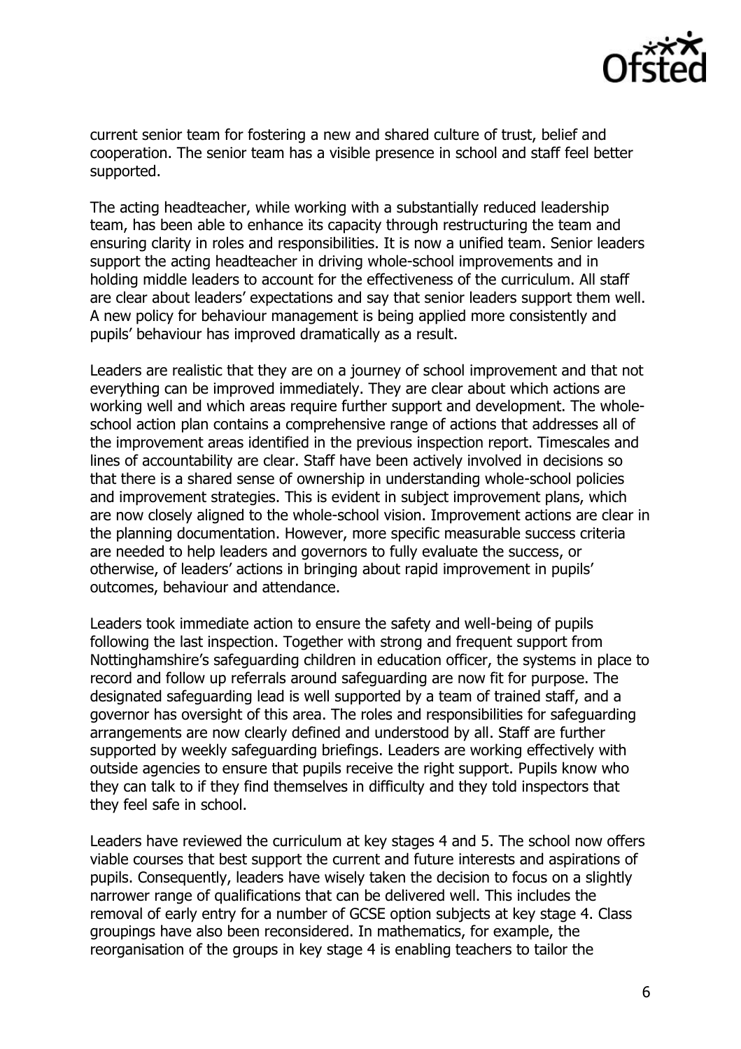current senior team for fostering a new and shared culture of trust, belief and cooperation. The senior team has a visible presence in school and staff feel better supported.

The acting headteacher, while working with a substantially reduced leadership team, has been able to enhance its capacity through restructuring the team and ensuring clarity in roles and responsibilities. It is now a unified team. Senior leaders support the acting headteacher in driving whole-school improvements and in holding middle leaders to account for the effectiveness of the curriculum. All staff are clear about leaders' expectations and say that senior leaders support them well. A new policy for behaviour management is being applied more consistently and pupils' behaviour has improved dramatically as a result.

Leaders are realistic that they are on a journey of school improvement and that not everything can be improved immediately. They are clear about which actions are working well and which areas require further support and development. The whole-school action plan contains a comprehensive range of actions that addresses all of the improvement areas identified in the previous inspection report. Timescales and lines of accountability are clear. Staff have been actively involved in decisions so that there is a shared sense of ownership in understanding whole-school policies and improvement strategies. This is evident in subject improvement plans, which are now closely aligned to the whole-school vision. Improvement actions are clear in the planning documentation. However, more specific measurable success criteria are needed to help leaders and governors to fully evaluate the success, or otherwise, of leaders' actions in bringing about rapid improvement in pupils' outcomes, behaviour and attendance.

Leaders took immediate action to ensure the safety and well-being of pupils following the last inspection. Together with strong and frequent support from Nottinghamshire's safeguarding children in education officer, the systems in place to record and follow up referrals around safeguarding are now fit for purpose. The designated safeguarding lead is well supported by a team of trained staff, and a governor has oversight of this area. The roles and responsibilities for safeguarding arrangements are now clearly defined and understood by all. Staff are further supported by weekly safeguarding briefings. Leaders are working effectively with outside agencies to ensure that pupils receive the right support. Pupils know who they can talk to if they find themselves in difficulty and they told inspectors that they feel safe in school.

Leaders have reviewed the curriculum at key stages 4 and 5. The school now offers viable courses that best support the current and future interests and aspirations of pupils. Consequently, leaders have wisely taken the decision to focus on a slightly narrower range of qualifications that can be delivered well. This includes the removal of early entry for a number of GCSE option subjects at key stage 4. Class groupings have also been reconsidered. In mathematics, for example, the reorganisation of the groups in key stage 4 is enabling teachers to tailor the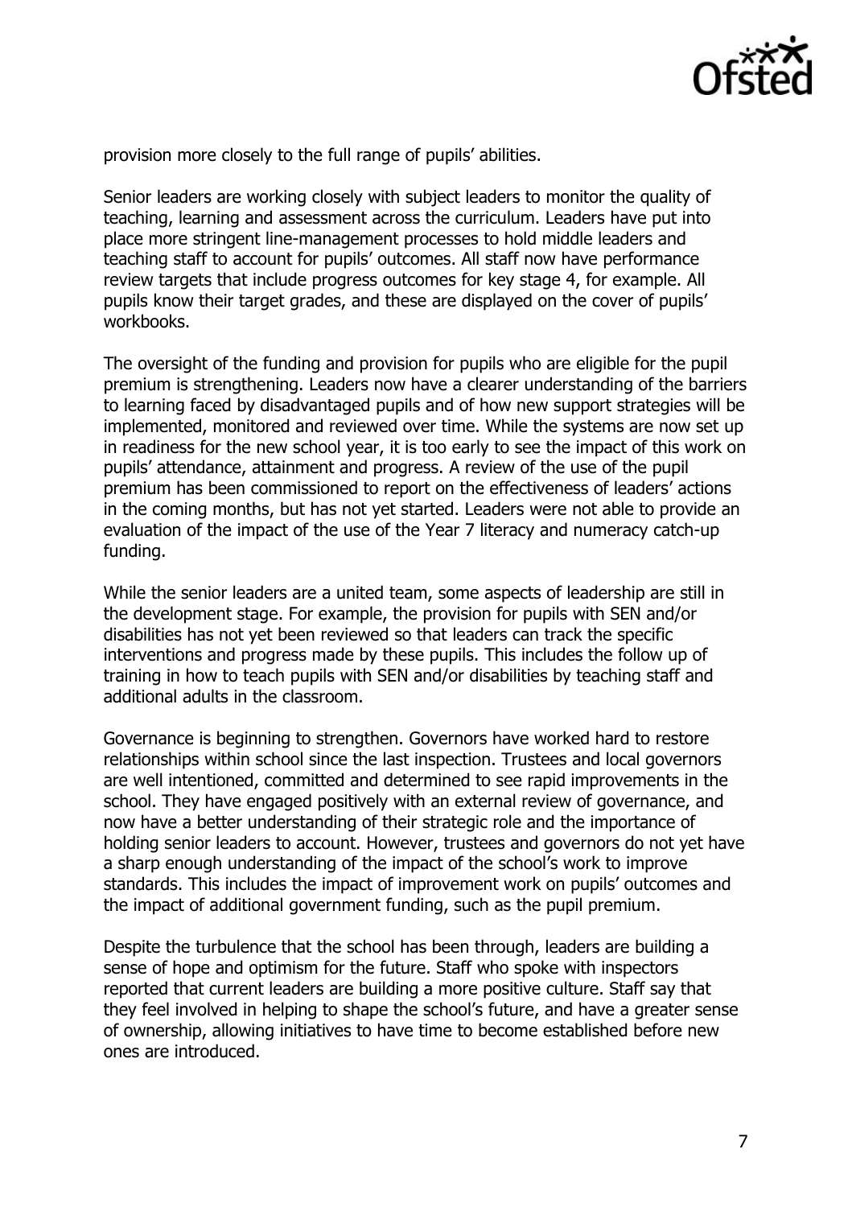provision more closely to the full range of pupils' abilities.

Senior leaders are working closely with subject leaders to monitor the quality of teaching, learning and assessment across the curriculum. Leaders have put into place more stringent line-management processes to hold middle leaders and teaching staff to account for pupils' outcomes. All staff now have performance review targets that include progress outcomes for key stage 4, for example. All pupils know their target grades, and these are displayed on the cover of pupils' workbooks.

The oversight of the funding and provision for pupils who are eligible for the pupil premium is strengthening. Leaders now have a clearer understanding of the barriers to learning faced by disadvantaged pupils and of how new support strategies will be implemented, monitored and reviewed over time. While the systems are now set up in readiness for the new school year, it is too early to see the impact of this work on pupils' attendance, attainment and progress. A review of the use of the pupil premium has been commissioned to report on the effectiveness of leaders' actions in the coming months, but has not yet started. Leaders were not able to provide an evaluation of the impact of the use of the Year 7 literacy and numeracy catch-up funding.

While the senior leaders are a united team, some aspects of leadership are still in the development stage. For example, the provision for pupils with SEN and/or disabilities has not yet been reviewed so that leaders can track the specific interventions and progress made by these pupils. This includes the follow up of training in how to teach pupils with SEN and/or disabilities by teaching staff and additional adults in the classroom.

Governance is beginning to strengthen. Governors have worked hard to restore relationships within school since the last inspection. Trustees and local governors are well intentioned, committed and determined to see rapid improvements in the school. They have engaged positively with an external review of governance, and now have a better understanding of their strategic role and the importance of holding senior leaders to account. However, trustees and governors do not yet have a sharp enough understanding of the impact of the school's work to improve standards. This includes the impact of improvement work on pupils' outcomes and the impact of additional government funding, such as the pupil premium.

Despite the turbulence that the school has been through, leaders are building a sense of hope and optimism for the future. Staff who spoke with inspectors reported that current leaders are building a more positive culture. Staff say that they feel involved in helping to shape the school's future, and have a greater sense of ownership, allowing initiatives to have time to become established before new ones are introduced.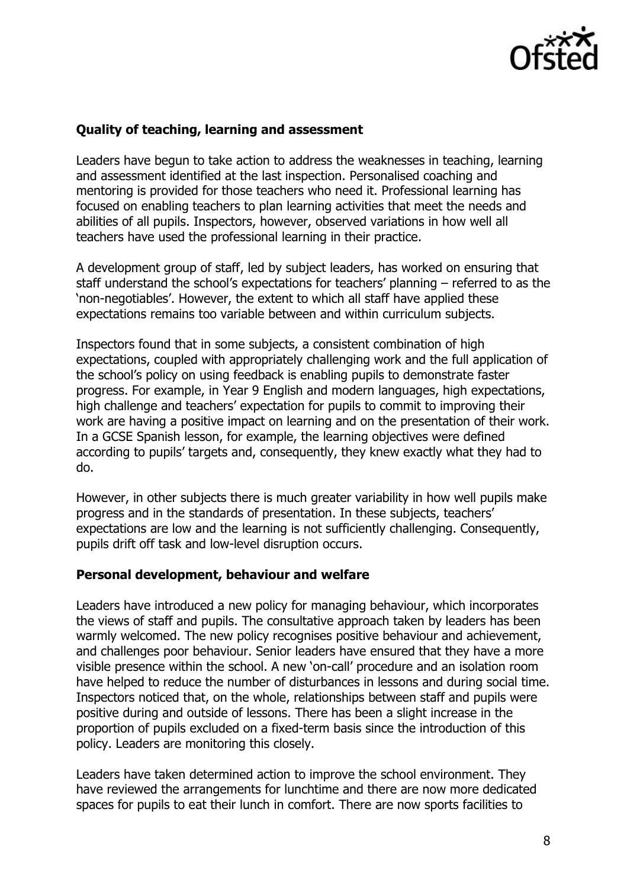### Quality of teaching, learning and assessment

Leaders have begun to take action to address the weaknesses in teaching, learning and assessment identified at the last inspection. Personalised coaching and mentoring is provided for those teachers who need it. Professional learning has focused on enabling teachers to plan learning activities that meet the needs and abilities of all pupils. Inspectors, however, observed variations in how well all teachers have used the professional learning in their practice.

A development group of staff, led by subject leaders, has worked on ensuring that staff understand the school's expectations for teachers' planning – referred to as the 'non-negotiables'. However, the extent to which all staff have applied these expectations remains too variable between and within curriculum subjects.

Inspectors found that in some subjects, a consistent combination of high expectations, coupled with appropriately challenging work and the full application of the school's policy on using feedback is enabling pupils to demonstrate faster progress. For example, in Year 9 English and modern languages, high expectations, high challenge and teachers' expectation for pupils to commit to improving their work are having a positive impact on learning and on the presentation of their work. In a GCSE Spanish lesson, for example, the learning objectives were defined according to pupils' targets and, consequently, they knew exactly what they had to do.

However, in other subjects there is much greater variability in how well pupils make progress and in the standards of presentation. In these subjects, teachers' expectations are low and the learning is not sufficiently challenging. Consequently, pupils drift off task and low-level disruption occurs.

### Personal development, behaviour and welfare

Leaders have introduced a new policy for managing behaviour, which incorporates the views of staff and pupils. The consultative approach taken by leaders has been warmly welcomed. The new policy recognises positive behaviour and achievement, and challenges poor behaviour. Senior leaders have ensured that they have a more visible presence within the school. A new 'on-call' procedure and an isolation room have helped to reduce the number of disturbances in lessons and during social time. Inspectors noticed that, on the whole, relationships between staff and pupils were positive during and outside of lessons. There has been a slight increase in the proportion of pupils excluded on a fixed-term basis since the introduction of this policy. Leaders are monitoring this closely.

Leaders have taken determined action to improve the school environment. They have reviewed the arrangements for lunchtime and there are now more dedicated spaces for pupils to eat their lunch in comfort. There are now sports facilities to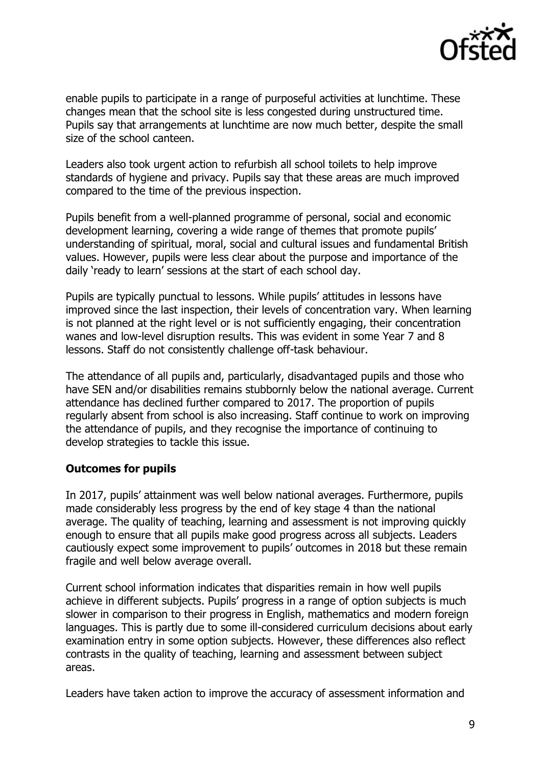enable pupils to participate in a range of purposeful activities at lunchtime. These changes mean that the school site is less congested during unstructured time. Pupils say that arrangements at lunchtime are now much better, despite the small size of the school canteen.

Leaders also took urgent action to refurbish all school toilets to help improve standards of hygiene and privacy. Pupils say that these areas are much improved compared to the time of the previous inspection.

Pupils benefit from a well-planned programme of personal, social and economic development learning, covering a wide range of themes that promote pupils' understanding of spiritual, moral, social and cultural issues and fundamental British values. However, pupils were less clear about the purpose and importance of the daily 'ready to learn' sessions at the start of each school day.

Pupils are typically punctual to lessons. While pupils' attitudes in lessons have improved since the last inspection, their levels of concentration vary. When learning is not planned at the right level or is not sufficiently engaging, their concentration wanes and low-level disruption results. This was evident in some Year 7 and 8 lessons. Staff do not consistently challenge off-task behaviour.

The attendance of all pupils and, particularly, disadvantaged pupils and those who have SEN and/or disabilities remains stubbornly below the national average. Current attendance has declined further compared to 2017. The proportion of pupils regularly absent from school is also increasing. Staff continue to work on improving the attendance of pupils, and they recognise the importance of continuing to develop strategies to tackle this issue.

**Outcomes for pupils**

In 2017, pupils' attainment was well below national averages. Furthermore, pupils made considerably less progress by the end of key stage 4 than the national average. The quality of teaching, learning and assessment is not improving quickly enough to ensure that all pupils make good progress across all subjects. Leaders cautiously expect some improvement to pupils' outcomes in 2018 but these remain fragile and well below average overall.

Current school information indicates that disparities remain in how well pupils achieve in different subjects. Pupils' progress in a range of option subjects is much slower in comparison to their progress in English, mathematics and modern foreign languages. This is partly due to some ill-considered curriculum decisions about early examination entry in some option subjects. However, these differences also reflect contrasts in the quality of teaching, learning and assessment between subject areas.

Leaders have taken action to improve the accuracy of assessment information and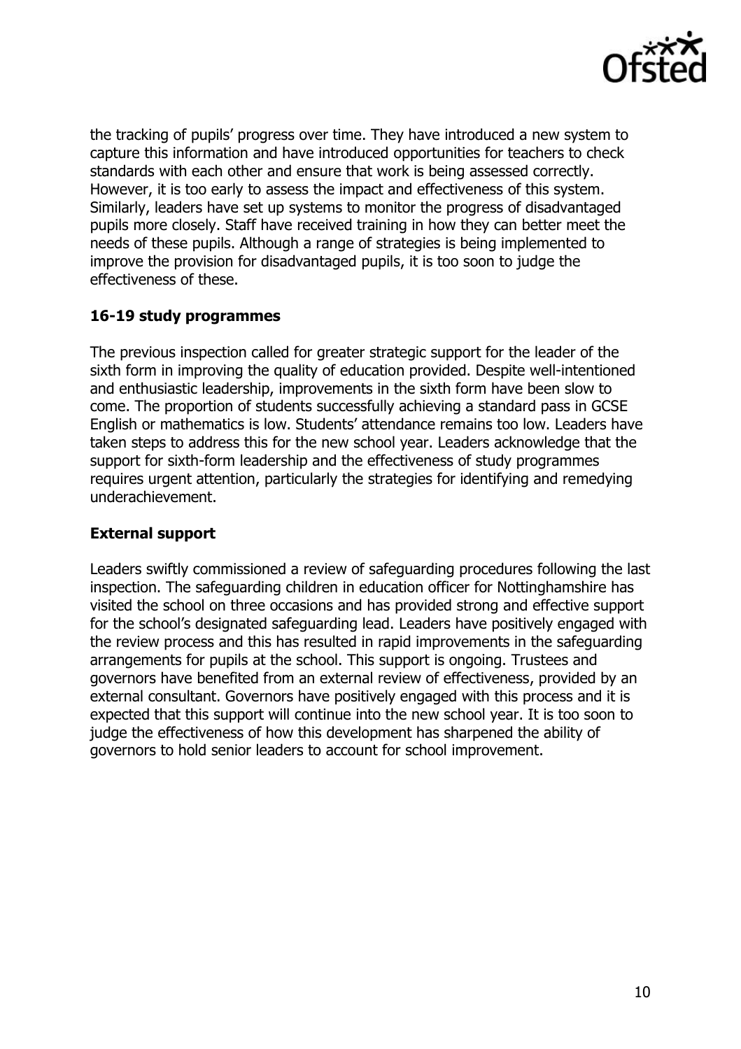the tracking of pupils' progress over time. They have introduced a new system to capture this information and have introduced opportunities for teachers to check standards with each other and ensure that work is being assessed correctly. However, it is too early to assess the impact and effectiveness of this system. Similarly, leaders have set up systems to monitor the progress of disadvantaged pupils more closely. Staff have received training in how they can better meet the needs of these pupils. Although a range of strategies is being implemented to improve the provision for disadvantaged pupils, it is too soon to judge the effectiveness of these.

### 16-19 study programmes

The previous inspection called for greater strategic support for the leader of the sixth form in improving the quality of education provided. Despite well-intentioned and enthusiastic leadership, improvements in the sixth form have been slow to come. The proportion of students successfully achieving a standard pass in GCSE English or mathematics is low. Students' attendance remains too low. Leaders have taken steps to address this for the new school year. Leaders acknowledge that the support for sixth-form leadership and the effectiveness of study programmes requires urgent attention, particularly the strategies for identifying and remedying underachievement.

### External support

Leaders swiftly commissioned a review of safeguarding procedures following the last inspection. The safeguarding children in education officer for Nottinghamshire has visited the school on three occasions and has provided strong and effective support for the school's designated safeguarding lead. Leaders have positively engaged with the review process and this has resulted in rapid improvements in the safeguarding arrangements for pupils at the school. This support is ongoing. Trustees and governors have benefited from an external review of effectiveness, provided by an external consultant. Governors have positively engaged with this process and it is expected that this support will continue into the new school year. It is too soon to judge the effectiveness of how this development has sharpened the ability of governors to hold senior leaders to account for school improvement.